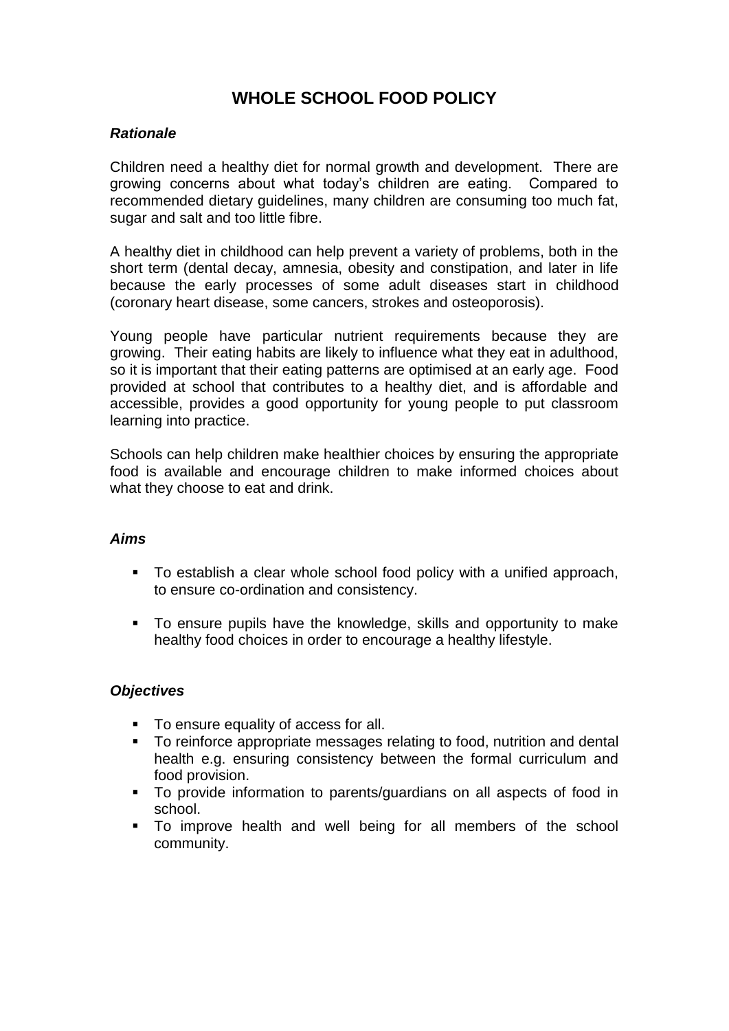# WHOLE SCHOOL FOOD POLICY

***Rationale***

Children need a healthy diet for normal growth and development. There are growing concerns about what today's children are eating. Compared to recommended dietary guidelines, many children are consuming too much fat, sugar and salt and too little fibre.

A healthy diet in childhood can help prevent a variety of problems, both in the short term (dental decay, amnesia, obesity and constipation, and later in life because the early processes of some adult diseases start in childhood (coronary heart disease, some cancers, strokes and osteoporosis).

Young people have particular nutrient requirements because they are growing. Their eating habits are likely to influence what they eat in adulthood, so it is important that their eating patterns are optimised at an early age. Food provided at school that contributes to a healthy diet, and is affordable and accessible, provides a good opportunity for young people to put classroom learning into practice.

Schools can help children make healthier choices by ensuring the appropriate food is available and encourage children to make informed choices about what they choose to eat and drink.

***Aims***

- To establish a clear whole school food policy with a unified approach, to ensure co-ordination and consistency.
- To ensure pupils have the knowledge, skills and opportunity to make healthy food choices in order to encourage a healthy lifestyle.

***Objectives***

- To ensure equality of access for all.
- To reinforce appropriate messages relating to food, nutrition and dental health e.g. ensuring consistency between the formal curriculum and food provision.
- To provide information to parents/guardians on all aspects of food in school.
- To improve health and well being for all members of the school community.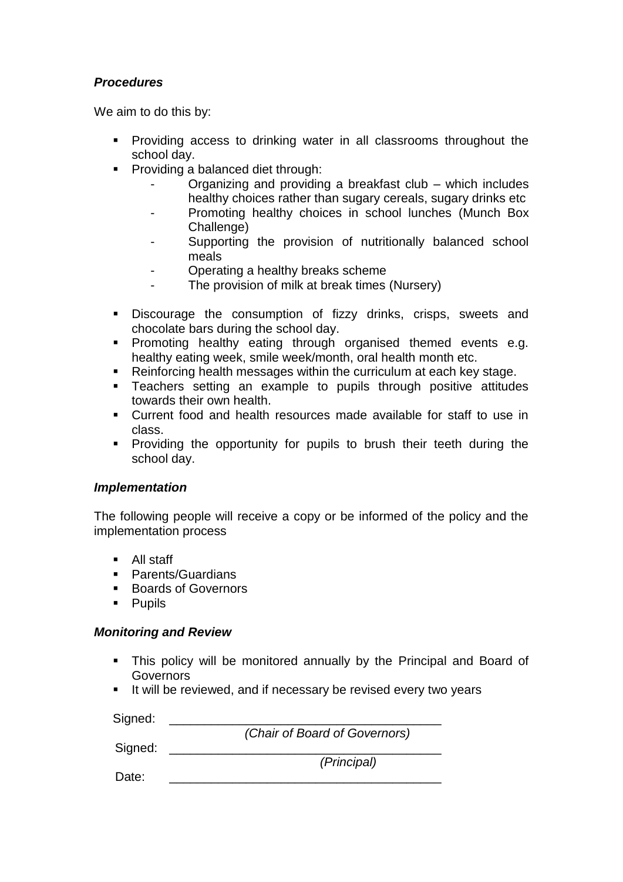***Procedures***

We aim to do this by:

- Providing access to drinking water in all classrooms throughout the school day.
- Providing a balanced diet through:
  - Organizing and providing a breakfast club – which includes healthy choices rather than sugary cereals, sugary drinks etc
  - Promoting healthy choices in school lunches (Munch Box Challenge)
  - Supporting the provision of nutritionally balanced school meals
  - Operating a healthy breaks scheme
  - The provision of milk at break times (Nursery)

- Discourage the consumption of fizzy drinks, crisps, sweets and chocolate bars during the school day.
- Promoting healthy eating through organised themed events e.g. healthy eating week, smile week/month, oral health month etc.
- Reinforcing health messages within the curriculum at each key stage.
- Teachers setting an example to pupils through positive attitudes towards their own health.
- Current food and health resources made available for staff to use in class.
- Providing the opportunity for pupils to brush their teeth during the school day.

***Implementation***

The following people will receive a copy or be informed of the policy and the implementation process

- All staff
- Parents/Guardians
- Boards of Governors
- Pupils

***Monitoring and Review***

- This policy will be monitored annually by the Principal and Board of Governors
- It will be reviewed, and if necessary be revised every two years

Signed: ______________________________________

*(Chair of Board of Governors)*

Signed: ______________________________________

*(Principal)*

Date: ______________________________________